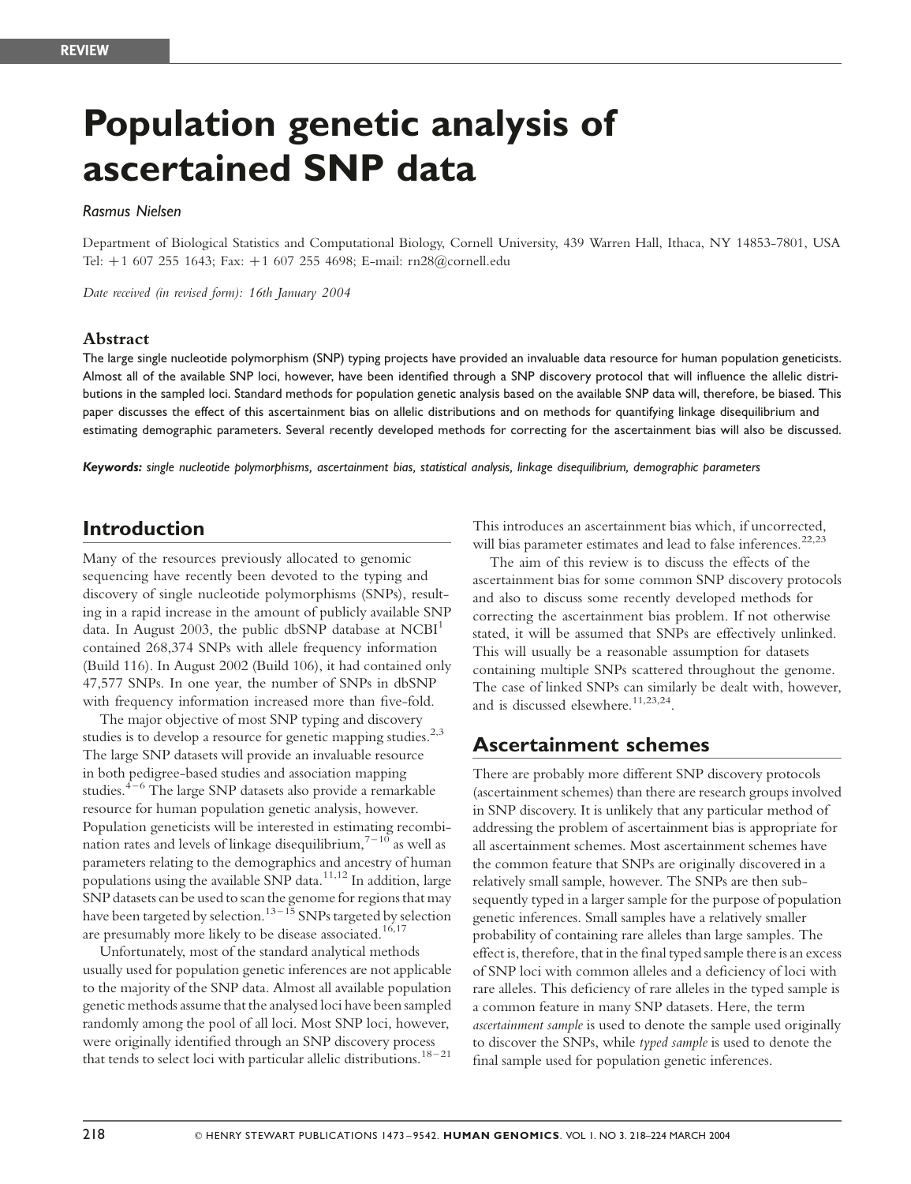REVIEW

# Population genetic analysis of ascertained SNP data

*Rasmus Nielsen*

Department of Biological Statistics and Computational Biology, Cornell University, 439 Warren Hall, Ithaca, NY 14853-7801, USA
Tel: +1 607 255 1643; Fax: +1 607 255 4698; E-mail: rn28@cornell.edu

*Date received (in revised form): 16th January 2004*

### Abstract

The large single nucleotide polymorphism (SNP) typing projects have provided an invaluable data resource for human population geneticists. Almost all of the available SNP loci, however, have been identified through a SNP discovery protocol that will influence the allelic distributions in the sampled loci. Standard methods for population genetic analysis based on the available SNP data will, therefore, be biased. This paper discusses the effect of this ascertainment bias on allelic distributions and on methods for quantifying linkage disequilibrium and estimating demographic parameters. Several recently developed methods for correcting for the ascertainment bias will also be discussed.

***Keywords:*** *single nucleotide polymorphisms, ascertainment bias, statistical analysis, linkage disequilibrium, demographic parameters*

## Introduction

Many of the resources previously allocated to genomic sequencing have recently been devoted to the typing and discovery of single nucleotide polymorphisms (SNPs), resulting in a rapid increase in the amount of publicly available SNP data. In August 2003, the public dbSNP database at NCBI[1] contained 268,374 SNPs with allele frequency information (Build 116). In August 2002 (Build 106), it had contained only 47,577 SNPs. In one year, the number of SNPs in dbSNP with frequency information increased more than five-fold.

The major objective of most SNP typing and discovery studies is to develop a resource for genetic mapping studies.[2,3] The large SNP datasets will provide an invaluable resource in both pedigree-based studies and association mapping studies.[4–6] The large SNP datasets also provide a remarkable resource for human population genetic analysis, however. Population geneticists will be interested in estimating recombination rates and levels of linkage disequilibrium,[7–10] as well as parameters relating to the demographics and ancestry of human populations using the available SNP data.[11,12] In addition, large SNP datasets can be used to scan the genome for regions that may have been targeted by selection.[13–15] SNPs targeted by selection are presumably more likely to be disease associated.[16,17]

Unfortunately, most of the standard analytical methods usually used for population genetic inferences are not applicable to the majority of the SNP data. Almost all available population genetic methods assume that the analysed loci have been sampled randomly among the pool of all loci. Most SNP loci, however, were originally identified through an SNP discovery process that tends to select loci with particular allelic distributions.[18–21] This introduces an ascertainment bias which, if uncorrected, will bias parameter estimates and lead to false inferences.[22,23]

The aim of this review is to discuss the effects of the ascertainment bias for some common SNP discovery protocols and also to discuss some recently developed methods for correcting the ascertainment bias problem. If not otherwise stated, it will be assumed that SNPs are effectively unlinked. This will usually be a reasonable assumption for datasets containing multiple SNPs scattered throughout the genome. The case of linked SNPs can similarly be dealt with, however, and is discussed elsewhere.[11,23,24].

## Ascertainment schemes

There are probably more different SNP discovery protocols (ascertainment schemes) than there are research groups involved in SNP discovery. It is unlikely that any particular method of addressing the problem of ascertainment bias is appropriate for all ascertainment schemes. Most ascertainment schemes have the common feature that SNPs are originally discovered in a relatively small sample, however. The SNPs are then subsequently typed in a larger sample for the purpose of population genetic inferences. Small samples have a relatively smaller probability of containing rare alleles than large samples. The effect is, therefore, that in the final typed sample there is an excess of SNP loci with common alleles and a deficiency of loci with rare alleles. This deficiency of rare alleles in the typed sample is a common feature in many SNP datasets. Here, the term *ascertainment sample* is used to denote the sample used originally to discover the SNPs, while *typed sample* is used to denote the final sample used for population genetic inferences.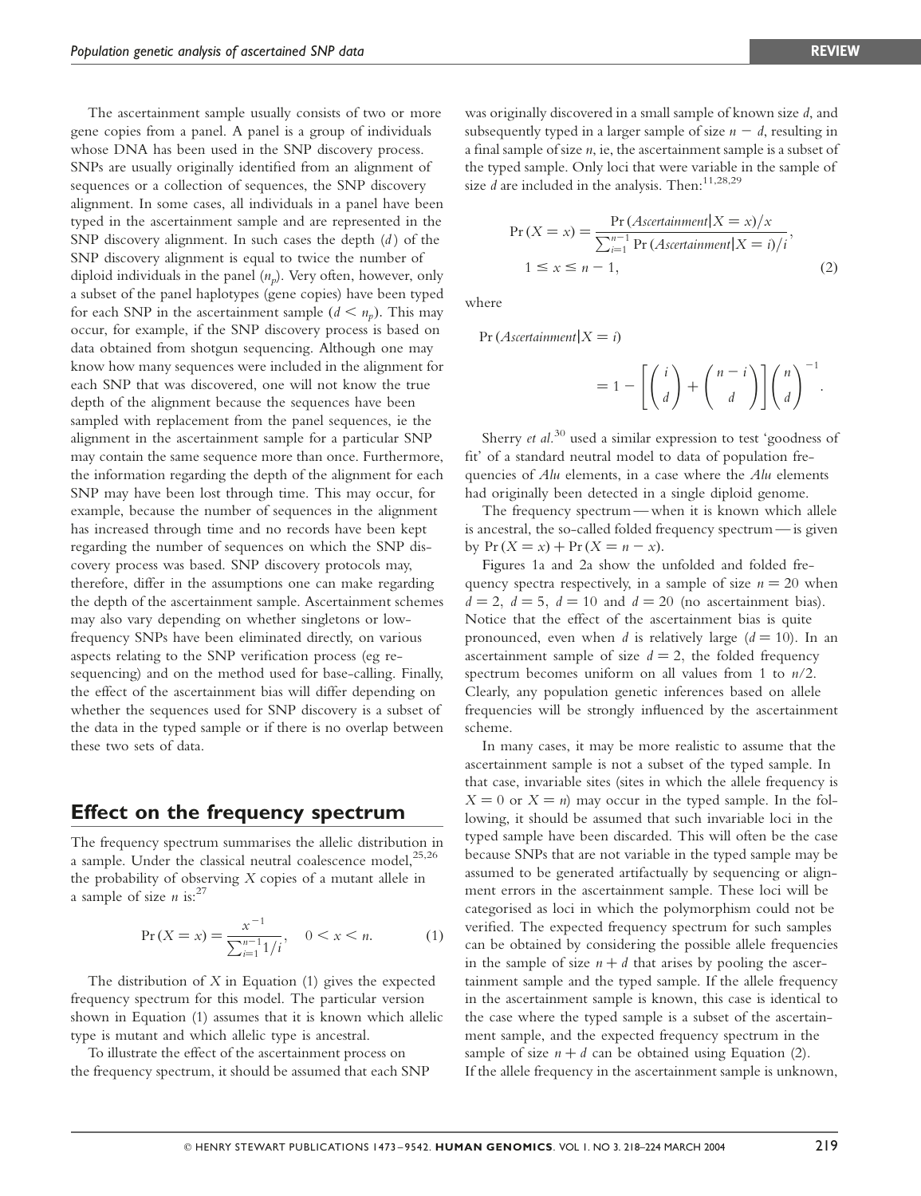The ascertainment sample usually consists of two or more gene copies from a panel. A panel is a group of individuals whose DNA has been used in the SNP discovery process. SNPs are usually originally identified from an alignment of sequences or a collection of sequences, the SNP discovery alignment. In some cases, all individuals in a panel have been typed in the ascertainment sample and are represented in the SNP discovery alignment. In such cases the depth ($d$) of the SNP discovery alignment is equal to twice the number of diploid individuals in the panel ($n_p$). Very often, however, only a subset of the panel haplotypes (gene copies) have been typed for each SNP in the ascertainment sample ($d < n_p$). This may occur, for example, if the SNP discovery process is based on data obtained from shotgun sequencing. Although one may know how many sequences were included in the alignment for each SNP that was discovered, one will not know the true depth of the alignment because the sequences have been sampled with replacement from the panel sequences, ie the alignment in the ascertainment sample for a particular SNP may contain the same sequence more than once. Furthermore, the information regarding the depth of the alignment for each SNP may have been lost through time. This may occur, for example, because the number of sequences in the alignment has increased through time and no records have been kept regarding the number of sequences on which the SNP discovery process was based. SNP discovery protocols may, therefore, differ in the assumptions one can make regarding the depth of the ascertainment sample. Ascertainment schemes may also vary depending on whether singletons or low-frequency SNPs have been eliminated directly, on various aspects relating to the SNP verification process (eg re-sequencing) and on the method used for base-calling. Finally, the effect of the ascertainment bias will differ depending on whether the sequences used for SNP discovery is a subset of the data in the typed sample or if there is no overlap between these two sets of data.

## Effect on the frequency spectrum

The frequency spectrum summarises the allelic distribution in a sample. Under the classical neutral coalescence model,[25,26] the probability of observing $X$ copies of a mutant allele in a sample of size $n$ is:[27]

$$\Pr(X = x) = \frac{x^{-1}}{\sum_{i=1}^{n-1} 1/i}, \quad 0 < x < n. \tag{1}$$

The distribution of $X$ in Equation (1) gives the expected frequency spectrum for this model. The particular version shown in Equation (1) assumes that it is known which allelic type is mutant and which allelic type is ancestral.

To illustrate the effect of the ascertainment process on the frequency spectrum, it should be assumed that each SNP was originally discovered in a small sample of known size $d$, and subsequently typed in a larger sample of size $n - d$, resulting in a final sample of size $n$, ie, the ascertainment sample is a subset of the typed sample. Only loci that were variable in the sample of size $d$ are included in the analysis. Then:[11,28,29]

$$\Pr(X = x) = \frac{\Pr(\textit{Ascertainment}|X = x)/x}{\sum_{i=1}^{n-1} \Pr(\textit{Ascertainment}|X = i)/i}, \quad 1 \le x \le n - 1, \tag{2}$$

where

$$\Pr(\textit{Ascertainment}|X = i) = 1 - \left[\binom{i}{d} + \binom{n-i}{d}\right]\binom{n}{d}^{-1}.$$

Sherry *et al.*[30] used a similar expression to test 'goodness of fit' of a standard neutral model to data of population frequencies of *Alu* elements, in a case where the *Alu* elements had originally been detected in a single diploid genome.

The frequency spectrum — when it is known which allele is ancestral, the so-called folded frequency spectrum — is given by $\Pr(X = x) + \Pr(X = n - x)$.

Figures 1a and 2a show the unfolded and folded frequency spectra respectively, in a sample of size $n = 20$ when $d = 2$, $d = 5$, $d = 10$ and $d = 20$ (no ascertainment bias). Notice that the effect of the ascertainment bias is quite pronounced, even when $d$ is relatively large ($d = 10$). In an ascertainment sample of size $d = 2$, the folded frequency spectrum becomes uniform on all values from 1 to $n/2$. Clearly, any population genetic inferences based on allele frequencies will be strongly influenced by the ascertainment scheme.

In many cases, it may be more realistic to assume that the ascertainment sample is not a subset of the typed sample. In that case, invariable sites (sites in which the allele frequency is $X = 0$ or $X = n$) may occur in the typed sample. In the following, it should be assumed that such invariable loci in the typed sample have been discarded. This will often be the case because SNPs that are not variable in the typed sample may be assumed to be generated artifactually by sequencing or alignment errors in the ascertainment sample. These loci will be categorised as loci in which the polymorphism could not be verified. The expected frequency spectrum for such samples can be obtained by considering the possible allele frequencies in the sample of size $n + d$ that arises by pooling the ascertainment sample and the typed sample. If the allele frequency in the ascertainment sample is known, this case is identical to the case where the typed sample is a subset of the ascertainment sample, and the expected frequency spectrum in the sample of size $n + d$ can be obtained using Equation (2). If the allele frequency in the ascertainment sample is unknown,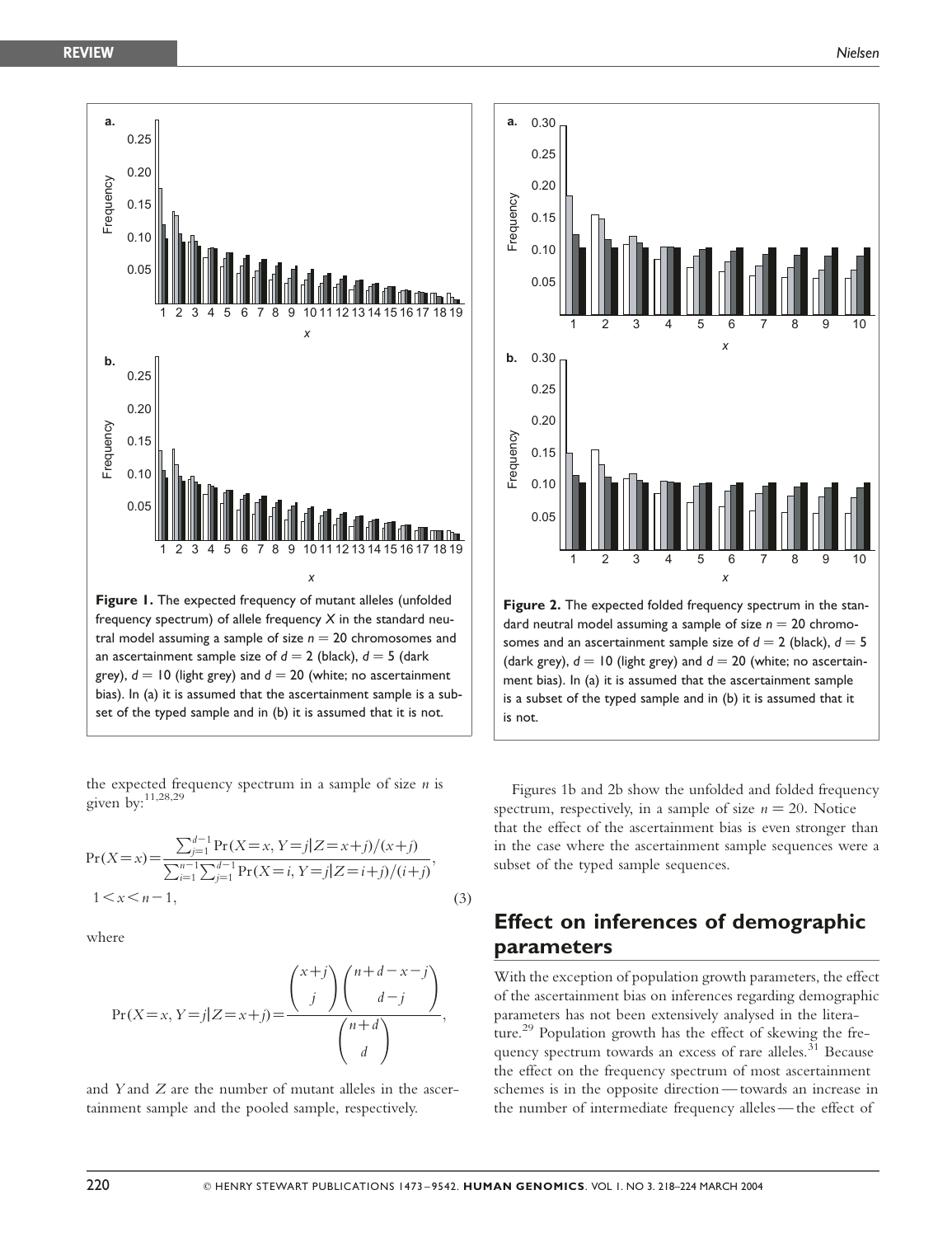**Figure 1.** The expected frequency of mutant alleles (unfolded frequency spectrum) of allele frequency $X$ in the standard neutral model assuming a sample of size $n = 20$ chromosomes and an ascertainment sample size of $d = 2$ (black), $d = 5$ (dark grey), $d = 10$ (light grey) and $d = 20$ (white; no ascertainment bias). In (a) it is assumed that the ascertainment sample is a subset of the typed sample and in (b) it is assumed that it is not.

**Figure 2.** The expected folded frequency spectrum in the standard neutral model assuming a sample of size $n = 20$ chromosomes and an ascertainment sample size of $d = 2$ (black), $d = 5$ (dark grey), $d = 10$ (light grey) and $d = 20$ (white; no ascertainment bias). In (a) it is assumed that the ascertainment sample is a subset of the typed sample and in (b) it is assumed that it is not.

the expected frequency spectrum in a sample of size $n$ is given by:[11,28,29]

$$\Pr(X=x) = \frac{\sum_{j=1}^{d-1} \Pr(X=x, Y=j | Z=x+j)/(x+j)}{\sum_{i=1}^{n-1}\sum_{j=1}^{d-1} \Pr(X=i, Y=j | Z=i+j)/(i+j)}, \quad 1 < x < n-1, \tag{3}$$

where

$$\Pr(X=x, Y=j | Z=x+j) = \frac{\binom{x+j}{j}\binom{n+d-x-j}{d-j}}{\binom{n+d}{d}},$$

and $Y$ and $Z$ are the number of mutant alleles in the ascertainment sample and the pooled sample, respectively.

Figures 1b and 2b show the unfolded and folded frequency spectrum, respectively, in a sample of size $n = 20$. Notice that the effect of the ascertainment bias is even stronger than in the case where the ascertainment sample sequences were a subset of the typed sample sequences.

## Effect on inferences of demographic parameters

With the exception of population growth parameters, the effect of the ascertainment bias on inferences regarding demographic parameters has not been extensively analysed in the literature.[29] Population growth has the effect of skewing the frequency spectrum towards an excess of rare alleles.[31] Because the effect on the frequency spectrum of most ascertainment schemes is in the opposite direction — towards an increase in the number of intermediate frequency alleles — the effect of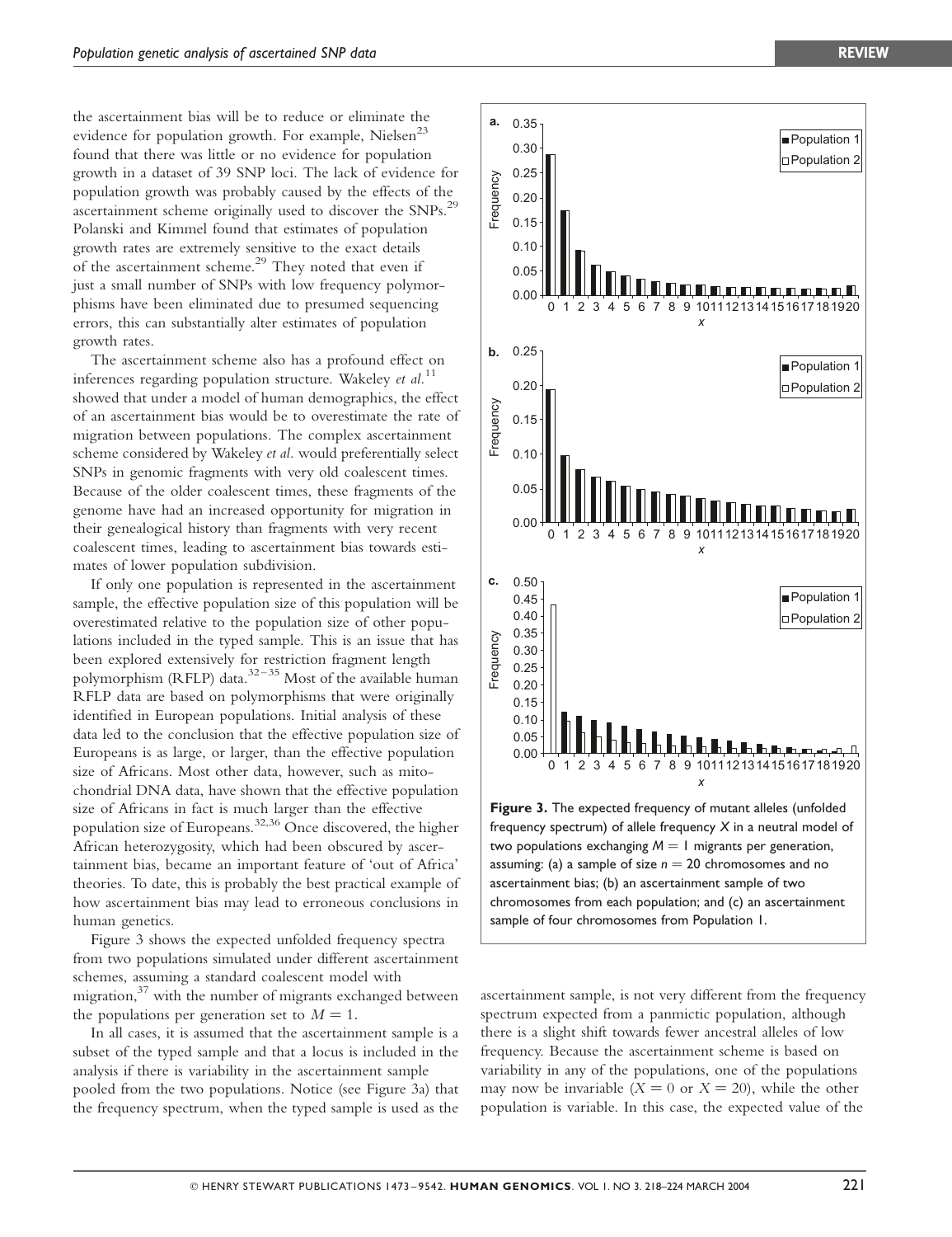the ascertainment bias will be to reduce or eliminate the evidence for population growth. For example, Nielsen[23] found that there was little or no evidence for population growth in a dataset of 39 SNP loci. The lack of evidence for population growth was probably caused by the effects of the ascertainment scheme originally used to discover the SNPs.[29] Polanski and Kimmel found that estimates of population growth rates are extremely sensitive to the exact details of the ascertainment scheme.[29] They noted that even if just a small number of SNPs with low frequency polymorphisms have been eliminated due to presumed sequencing errors, this can substantially alter estimates of population growth rates.

The ascertainment scheme also has a profound effect on inferences regarding population structure. Wakeley *et al.*[11] showed that under a model of human demographics, the effect of an ascertainment bias would be to overestimate the rate of migration between populations. The complex ascertainment scheme considered by Wakeley *et al.* would preferentially select SNPs in genomic fragments with very old coalescent times. Because of the older coalescent times, these fragments of the genome have had an increased opportunity for migration in their genealogical history than fragments with very recent coalescent times, leading to ascertainment bias towards estimates of lower population subdivision.

If only one population is represented in the ascertainment sample, the effective population size of this population will be overestimated relative to the population size of other populations included in the typed sample. This is an issue that has been explored extensively for restriction fragment length polymorphism (RFLP) data.[32–35] Most of the available human RFLP data are based on polymorphisms that were originally identified in European populations. Initial analysis of these data led to the conclusion that the effective population size of Europeans is as large, or larger, than the effective population size of Africans. Most other data, however, such as mitochondrial DNA data, have shown that the effective population size of Africans in fact is much larger than the effective population size of Europeans.[32,36] Once discovered, the higher African heterozygosity, which had been obscured by ascertainment bias, became an important feature of 'out of Africa' theories. To date, this is probably the best practical example of how ascertainment bias may lead to erroneous conclusions in human genetics.

Figure 3 shows the expected unfolded frequency spectra from two populations simulated under different ascertainment schemes, assuming a standard coalescent model with migration,[37] with the number of migrants exchanged between the populations per generation set to $M = 1$.

In all cases, it is assumed that the ascertainment sample is a subset of the typed sample and that a locus is included in the analysis if there is variability in the ascertainment sample pooled from the two populations. Notice (see Figure 3a) that the frequency spectrum, when the typed sample is used as the ascertainment sample, is not very different from the frequency spectrum expected from a panmictic population, although there is a slight shift towards fewer ancestral alleles of low frequency. Because the ascertainment scheme is based on variability in any of the populations, one of the populations may now be invariable ($X = 0$ or $X = 20$), while the other population is variable. In this case, the expected value of the

**Figure 3.** The expected frequency of mutant alleles (unfolded frequency spectrum) of allele frequency $X$ in a neutral model of two populations exchanging $M = 1$ migrants per generation, assuming: (a) a sample of size $n = 20$ chromosomes and no ascertainment bias; (b) an ascertainment sample of two chromosomes from each population; and (c) an ascertainment sample of four chromosomes from Population 1.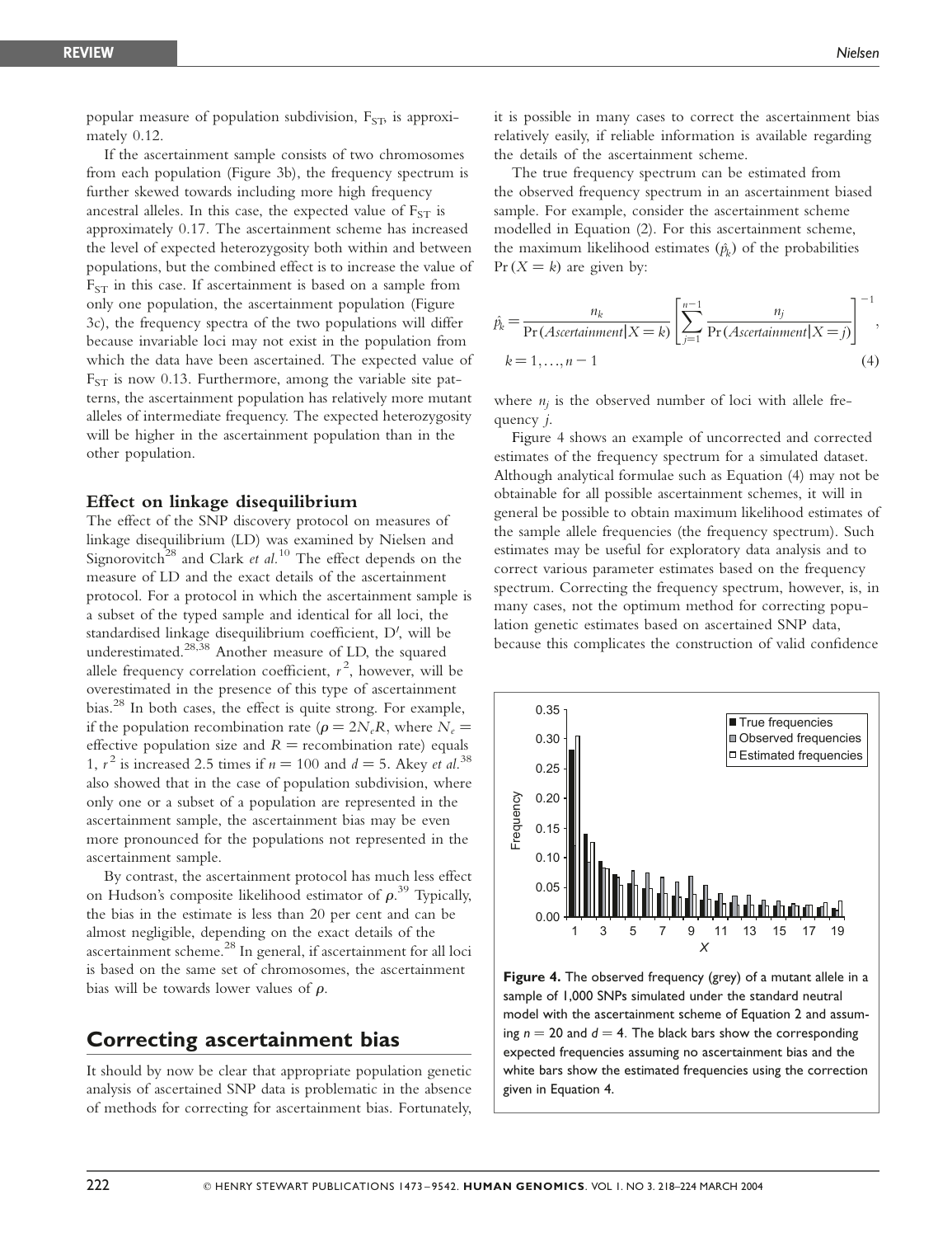popular measure of population subdivision, $F_{ST}$, is approximately 0.12.

If the ascertainment sample consists of two chromosomes from each population (Figure 3b), the frequency spectrum is further skewed towards including more high frequency ancestral alleles. In this case, the expected value of $F_{ST}$ is approximately 0.17. The ascertainment scheme has increased the level of expected heterozygosity both within and between populations, but the combined effect is to increase the value of $F_{ST}$ in this case. If ascertainment is based on a sample from only one population, the ascertainment population (Figure 3c), the frequency spectra of the two populations will differ because invariable loci may not exist in the population from which the data have been ascertained. The expected value of $F_{ST}$ is now 0.13. Furthermore, among the variable site patterns, the ascertainment population has relatively more mutant alleles of intermediate frequency. The expected heterozygosity will be higher in the ascertainment population than in the other population.

### Effect on linkage disequilibrium

The effect of the SNP discovery protocol on measures of linkage disequilibrium (LD) was examined by Nielsen and Signorovitch[28] and Clark *et al.*[10] The effect depends on the measure of LD and the exact details of the ascertainment protocol. For a protocol in which the ascertainment sample is a subset of the typed sample and identical for all loci, the standardised linkage disequilibrium coefficient, $D'$, will be underestimated.[28,38] Another measure of LD, the squared allele frequency correlation coefficient, $r^2$, however, will be overestimated in the presence of this type of ascertainment bias.[28] In both cases, the effect is quite strong. For example, if the population recombination rate ($\rho = 2N_eR$, where $N_e$ = effective population size and $R$ = recombination rate) equals 1, $r^2$ is increased 2.5 times if $n = 100$ and $d = 5$. Akey *et al.*[38] also showed that in the case of population subdivision, where only one or a subset of a population are represented in the ascertainment sample, the ascertainment bias may be even more pronounced for the populations not represented in the ascertainment sample.

By contrast, the ascertainment protocol has much less effect on Hudson's composite likelihood estimator of $\rho$.[39] Typically, the bias in the estimate is less than 20 per cent and can be almost negligible, depending on the exact details of the ascertainment scheme.[28] In general, if ascertainment for all loci is based on the same set of chromosomes, the ascertainment bias will be towards lower values of $\rho$.

## Correcting ascertainment bias

It should by now be clear that appropriate population genetic analysis of ascertained SNP data is problematic in the absence of methods for correcting for ascertainment bias. Fortunately, it is possible in many cases to correct the ascertainment bias relatively easily, if reliable information is available regarding the details of the ascertainment scheme.

The true frequency spectrum can be estimated from the observed frequency spectrum in an ascertainment biased sample. For example, consider the ascertainment scheme modelled in Equation (2). For this ascertainment scheme, the maximum likelihood estimates ($\hat{p}_k$) of the probabilities $\Pr(X = k)$ are given by:

$$\hat{p}_k = \frac{n_k}{\Pr(Ascertainment|X = k)} \left[ \sum_{j=1}^{n-1} \frac{n_j}{\Pr(Ascertainment|X = j)} \right]^{-1},$$

$$k = 1, \ldots, n-1 \tag{4}$$

where $n_j$ is the observed number of loci with allele frequency $j$.

Figure 4 shows an example of uncorrected and corrected estimates of the frequency spectrum for a simulated dataset. Although analytical formulae such as Equation (4) may not be obtainable for all possible ascertainment schemes, it will in general be possible to obtain maximum likelihood estimates of the sample allele frequencies (the frequency spectrum). Such estimates may be useful for exploratory data analysis and to correct various parameter estimates based on the frequency spectrum. Correcting the frequency spectrum, however, is, in many cases, not the optimum method for correcting population genetic estimates based on ascertained SNP data, because this complicates the construction of valid confidence

**Figure 4.** The observed frequency (grey) of a mutant allele in a sample of 1,000 SNPs simulated under the standard neutral model with the ascertainment scheme of Equation 2 and assuming $n = 20$ and $d = 4$. The black bars show the corresponding expected frequencies assuming no ascertainment bias and the white bars show the estimated frequencies using the correction given in Equation 4.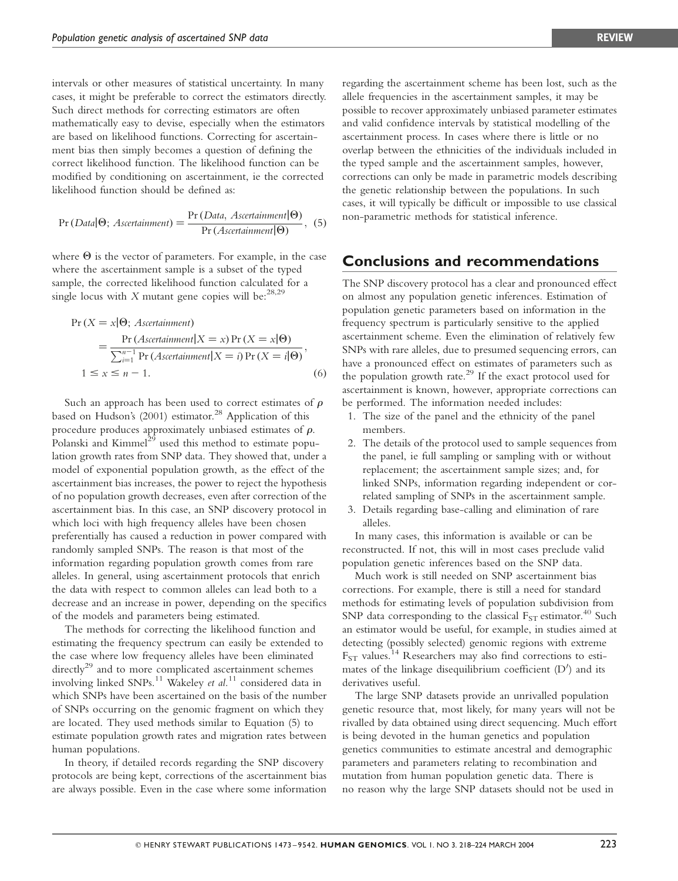intervals or other measures of statistical uncertainty. In many cases, it might be preferable to correct the estimators directly. Such direct methods for correcting estimators are often mathematically easy to devise, especially when the estimators are based on likelihood functions. Correcting for ascertainment bias then simply becomes a question of defining the correct likelihood function. The likelihood function can be modified by conditioning on ascertainment, ie the corrected likelihood function should be defined as:

$$\Pr(Data|\Theta;\, Ascertainment) = \frac{\Pr(Data,\, Ascertainment|\Theta)}{\Pr(Ascertainment|\Theta)}, \quad (5)$$

where $\Theta$ is the vector of parameters. For example, in the case where the ascertainment sample is a subset of the typed sample, the corrected likelihood function calculated for a single locus with $X$ mutant gene copies will be:[28,29]

$$\begin{aligned}\Pr(X = x|\Theta;\, Ascertainment) \\ = \frac{\Pr(Ascertainment|X = x)\Pr(X = x|\Theta)}{\sum_{i=1}^{n-1}\Pr(Ascertainment|X = i)\Pr(X = i|\Theta)}, \\ 1 \leq x \leq n - 1. \end{aligned} \quad (6)$$

Such an approach has been used to correct estimates of $\rho$ based on Hudson's (2001) estimator.[28] Application of this procedure produces approximately unbiased estimates of $\rho$. Polanski and Kimmel[29] used this method to estimate population growth rates from SNP data. They showed that, under a model of exponential population growth, as the effect of the ascertainment bias increases, the power to reject the hypothesis of no population growth decreases, even after correction of the ascertainment bias. In this case, an SNP discovery protocol in which loci with high frequency alleles have been chosen preferentially has caused a reduction in power compared with randomly sampled SNPs. The reason is that most of the information regarding population growth comes from rare alleles. In general, using ascertainment protocols that enrich the data with respect to common alleles can lead both to a decrease and an increase in power, depending on the specifics of the models and parameters being estimated.

The methods for correcting the likelihood function and estimating the frequency spectrum can easily be extended to the case where low frequency alleles have been eliminated directly[29] and to more complicated ascertainment schemes involving linked SNPs.[11] Wakeley *et al.*[11] considered data in which SNPs have been ascertained on the basis of the number of SNPs occurring on the genomic fragment on which they are located. They used methods similar to Equation (5) to estimate population growth rates and migration rates between human populations.

In theory, if detailed records regarding the SNP discovery protocols are being kept, corrections of the ascertainment bias are always possible. Even in the case where some information regarding the ascertainment scheme has been lost, such as the allele frequencies in the ascertainment samples, it may be possible to recover approximately unbiased parameter estimates and valid confidence intervals by statistical modelling of the ascertainment process. In cases where there is little or no overlap between the ethnicities of the individuals included in the typed sample and the ascertainment samples, however, corrections can only be made in parametric models describing the genetic relationship between the populations. In such cases, it will typically be difficult or impossible to use classical non-parametric methods for statistical inference.

## Conclusions and recommendations

The SNP discovery protocol has a clear and pronounced effect on almost any population genetic inferences. Estimation of population genetic parameters based on information in the frequency spectrum is particularly sensitive to the applied ascertainment scheme. Even the elimination of relatively few SNPs with rare alleles, due to presumed sequencing errors, can have a pronounced effect on estimates of parameters such as the population growth rate.[29] If the exact protocol used for ascertainment is known, however, appropriate corrections can be performed. The information needed includes:

1. The size of the panel and the ethnicity of the panel members.
2. The details of the protocol used to sample sequences from the panel, ie full sampling or sampling with or without replacement; the ascertainment sample sizes; and, for linked SNPs, information regarding independent or correlated sampling of SNPs in the ascertainment sample.
3. Details regarding base-calling and elimination of rare alleles.

In many cases, this information is available or can be reconstructed. If not, this will in most cases preclude valid population genetic inferences based on the SNP data.

Much work is still needed on SNP ascertainment bias corrections. For example, there is still a need for standard methods for estimating levels of population subdivision from SNP data corresponding to the classical $F_{ST}$ estimator.[40] Such an estimator would be useful, for example, in studies aimed at detecting (possibly selected) genomic regions with extreme $F_{ST}$ values.[14] Researchers may also find corrections to estimates of the linkage disequilibrium coefficient ($D'$) and its derivatives useful.

The large SNP datasets provide an unrivalled population genetic resource that, most likely, for many years will not be rivalled by data obtained using direct sequencing. Much effort is being devoted in the human genetics and population genetics communities to estimate ancestral and demographic parameters and parameters relating to recombination and mutation from human population genetic data. There is no reason why the large SNP datasets should not be used in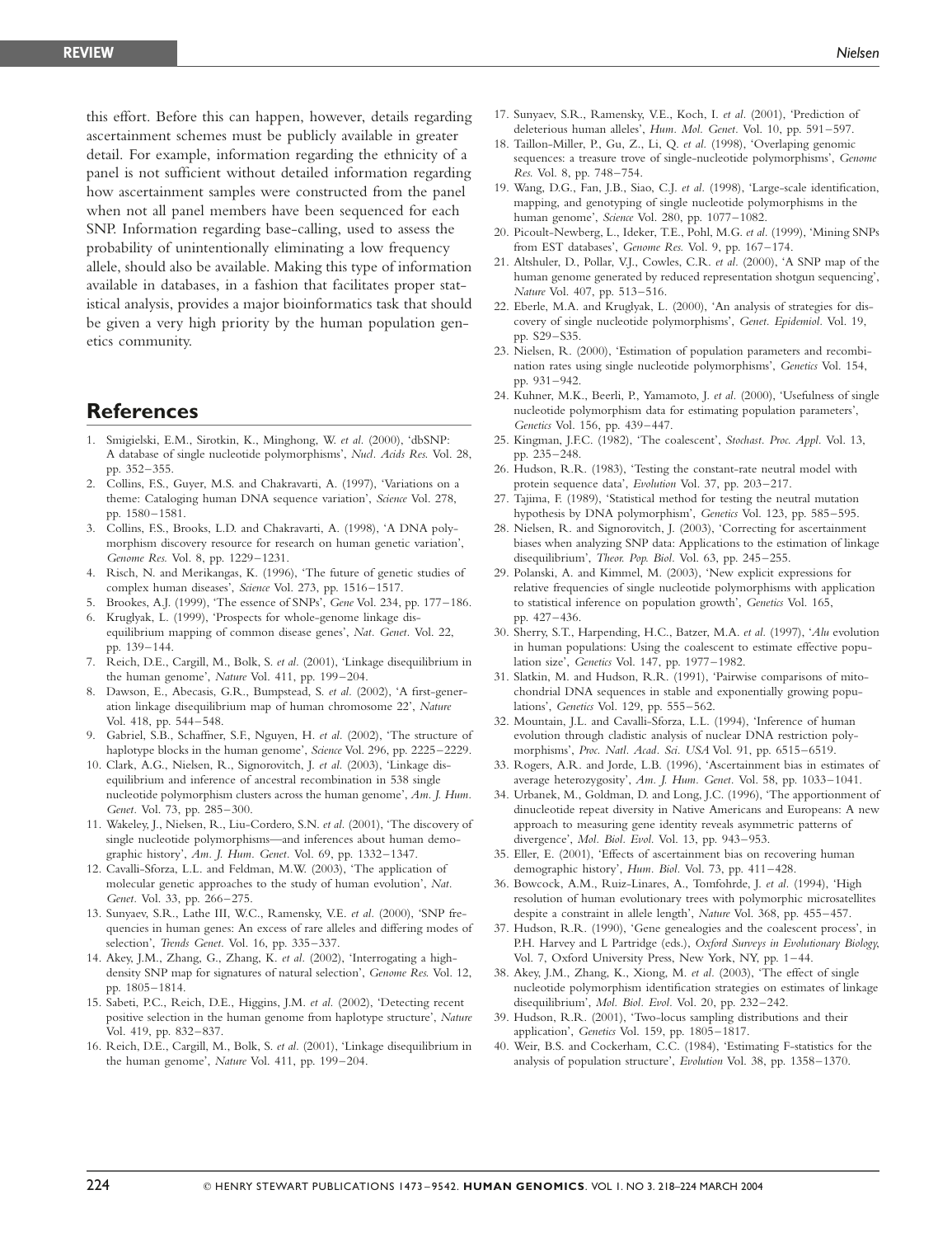this effort. Before this can happen, however, details regarding ascertainment schemes must be publicly available in greater detail. For example, information regarding the ethnicity of a panel is not sufficient without detailed information regarding how ascertainment samples were constructed from the panel when not all panel members have been sequenced for each SNP. Information regarding base-calling, used to assess the probability of unintentionally eliminating a low frequency allele, should also be available. Making this type of information available in databases, in a fashion that facilitates proper statistical analysis, provides a major bioinformatics task that should be given a very high priority by the human population genetics community.

## References

1. Smigielski, E.M., Sirotkin, K., Minghong, W. *et al.* (2000), 'dbSNP: A database of single nucleotide polymorphisms', *Nucl. Acids Res.* Vol. 28, pp. 352–355.
2. Collins, F.S., Guyer, M.S. and Chakravarti, A. (1997), 'Variations on a theme: Cataloging human DNA sequence variation', *Science* Vol. 278, pp. 1580–1581.
3. Collins, F.S., Brooks, L.D. and Chakravarti, A. (1998), 'A DNA polymorphism discovery resource for research on human genetic variation', *Genome Res.* Vol. 8, pp. 1229–1231.
4. Risch, N. and Merikangas, K. (1996), 'The future of genetic studies of complex human diseases', *Science* Vol. 273, pp. 1516–1517.
5. Brookes, A.J. (1999), 'The essence of SNPs', *Gene* Vol. 234, pp. 177–186.
6. Kruglyak, L. (1999), 'Prospects for whole-genome linkage disequilibrium mapping of common disease genes', *Nat. Genet.* Vol. 22, pp. 139–144.
7. Reich, D.E., Cargill, M., Bolk, S. *et al.* (2001), 'Linkage disequilibrium in the human genome', *Nature* Vol. 411, pp. 199–204.
8. Dawson, E., Abecasis, G.R., Bumpstead, S. *et al.* (2002), 'A first-generation linkage disequilibrium map of human chromosome 22', *Nature* Vol. 418, pp. 544–548.
9. Gabriel, S.B., Schaffner, S.F., Nguyen, H. *et al.* (2002), 'The structure of haplotype blocks in the human genome', *Science* Vol. 296, pp. 2225–2229.
10. Clark, A.G., Nielsen, R., Signorovitch, J. *et al.* (2003), 'Linkage disequilibrium and inference of ancestral recombination in 538 single nucleotide polymorphism clusters across the human genome', *Am. J. Hum. Genet.* Vol. 73, pp. 285–300.
11. Wakeley, J., Nielsen, R., Liu-Cordero, S.N. *et al.* (2001), 'The discovery of single nucleotide polymorphisms—and inferences about human demographic history', *Am. J. Hum. Genet.* Vol. 69, pp. 1332–1347.
12. Cavalli-Sforza, L.L. and Feldman, M.W. (2003), 'The application of molecular genetic approaches to the study of human evolution', *Nat. Genet.* Vol. 33, pp. 266–275.
13. Sunyaev, S.R., Lathe III, W.C., Ramensky, V.E. *et al.* (2000), 'SNP frequencies in human genes: An excess of rare alleles and differing modes of selection', *Trends Genet.* Vol. 16, pp. 335–337.
14. Akey, J.M., Zhang, G., Zhang, K. *et al.* (2002), 'Interrogating a high-density SNP map for signatures of natural selection', *Genome Res.* Vol. 12, pp. 1805–1814.
15. Sabeti, P.C., Reich, D.E., Higgins, J.M. *et al.* (2002), 'Detecting recent positive selection in the human genome from haplotype structure', *Nature* Vol. 419, pp. 832–837.
16. Reich, D.E., Cargill, M., Bolk, S. *et al.* (2001), 'Linkage disequilibrium in the human genome', *Nature* Vol. 411, pp. 199–204.
17. Sunyaev, S.R., Ramensky, V.E., Koch, I. *et al.* (2001), 'Prediction of deleterious human alleles', *Hum. Mol. Genet.* Vol. 10, pp. 591–597.
18. Taillon-Miller, P., Gu, Z., Li, Q. *et al.* (1998), 'Overlapping genomic sequences: a treasure trove of single-nucleotide polymorphisms', *Genome Res.* Vol. 8, pp. 748–754.
19. Wang, D.G., Fan, J.B., Siao, C.J. *et al.* (1998), 'Large-scale identification, mapping, and genotyping of single nucleotide polymorphisms in the human genome', *Science* Vol. 280, pp. 1077–1082.
20. Picoult-Newberg, L., Ideker, T.E., Pohl, M.G. *et al.* (1999), 'Mining SNPs from EST databases', *Genome Res.* Vol. 9, pp. 167–174.
21. Altshuler, D., Pollar, V.J., Cowles, C.R. *et al.* (2000), 'A SNP map of the human genome generated by reduced representation shotgun sequencing', *Nature* Vol. 407, pp. 513–516.
22. Eberle, M.A. and Kruglyak, L. (2000), 'An analysis of strategies for discovery of single nucleotide polymorphisms', *Genet. Epidemiol.* Vol. 19, pp. S29–S35.
23. Nielsen, R. (2000), 'Estimation of population parameters and recombination rates using single nucleotide polymorphisms', *Genetics* Vol. 154, pp. 931–942.
24. Kuhner, M.K., Beerli, P., Yamamoto, J. *et al.* (2000), 'Usefulness of single nucleotide polymorphism data for estimating population parameters', *Genetics* Vol. 156, pp. 439–447.
25. Kingman, J.F.C. (1982), 'The coalescent', *Stochast. Proc. Appl.* Vol. 13, pp. 235–248.
26. Hudson, R.R. (1983), 'Testing the constant-rate neutral model with protein sequence data', *Evolution* Vol. 37, pp. 203–217.
27. Tajima, F. (1989), 'Statistical method for testing the neutral mutation hypothesis by DNA polymorphism', *Genetics* Vol. 123, pp. 585–595.
28. Nielsen, R. and Signorovitch, J. (2003), 'Correcting for ascertainment biases when analyzing SNP data: Applications to the estimation of linkage disequilibrium', *Theor. Pop. Biol.* Vol. 63, pp. 245–255.
29. Polanski, A. and Kimmel, M. (2003), 'New explicit expressions for relative frequencies of single nucleotide polymorphisms with application to statistical inference on population growth', *Genetics* Vol. 165, pp. 427–436.
30. Sherry, S.T., Harpending, H.C., Batzer, M.A. *et al.* (1997), '*Alu* evolution in human populations: Using the coalescent to estimate effective population size', *Genetics* Vol. 147, pp. 1977–1982.
31. Slatkin, M. and Hudson, R.R. (1991), 'Pairwise comparisons of mitochondrial DNA sequences in stable and exponentially growing populations', *Genetics* Vol. 129, pp. 555–562.
32. Mountain, J.L. and Cavalli-Sforza, L.L. (1994), 'Inference of human evolution through cladistic analysis of nuclear DNA restriction polymorphisms', *Proc. Natl. Acad. Sci. USA* Vol. 91, pp. 6515–6519.
33. Rogers, A.R. and Jorde, L.B. (1996), 'Ascertainment bias in estimates of average heterozygosity', *Am. J. Hum. Genet.* Vol. 58, pp. 1033–1041.
34. Urbanek, M., Goldman, D. and Long, J.C. (1996), 'The apportionment of dinucleotide repeat diversity in Native Americans and Europeans: A new approach to measuring gene identity reveals asymmetric patterns of divergence', *Mol. Biol. Evol.* Vol. 13, pp. 943–953.
35. Eller, E. (2001), 'Effects of ascertainment bias on recovering human demographic history', *Hum. Biol.* Vol. 73, pp. 411–428.
36. Bowcock, A.M., Ruiz-Linares, A., Tomfohrde, J. *et al.* (1994), 'High resolution of human evolutionary trees with polymorphic microsatellites despite a constraint in allele length', *Nature* Vol. 368, pp. 455–457.
37. Hudson, R.R. (1990), 'Gene genealogies and the coalescent process', in P.H. Harvey and L Partridge (eds.), *Oxford Surveys in Evolutionary Biology,* Vol. 7, Oxford University Press, New York, NY, pp. 1–44.
38. Akey, J.M., Zhang, K., Xiong, M. *et al.* (2003), 'The effect of single nucleotide polymorphism identification strategies on estimates of linkage disequilibrium', *Mol. Biol. Evol.* Vol. 20, pp. 232–242.
39. Hudson, R.R. (2001), 'Two-locus sampling distributions and their application', *Genetics* Vol. 159, pp. 1805–1817.
40. Weir, B.S. and Cockerham, C.C. (1984), 'Estimating F-statistics for the analysis of population structure', *Evolution* Vol. 38, pp. 1358–1370.